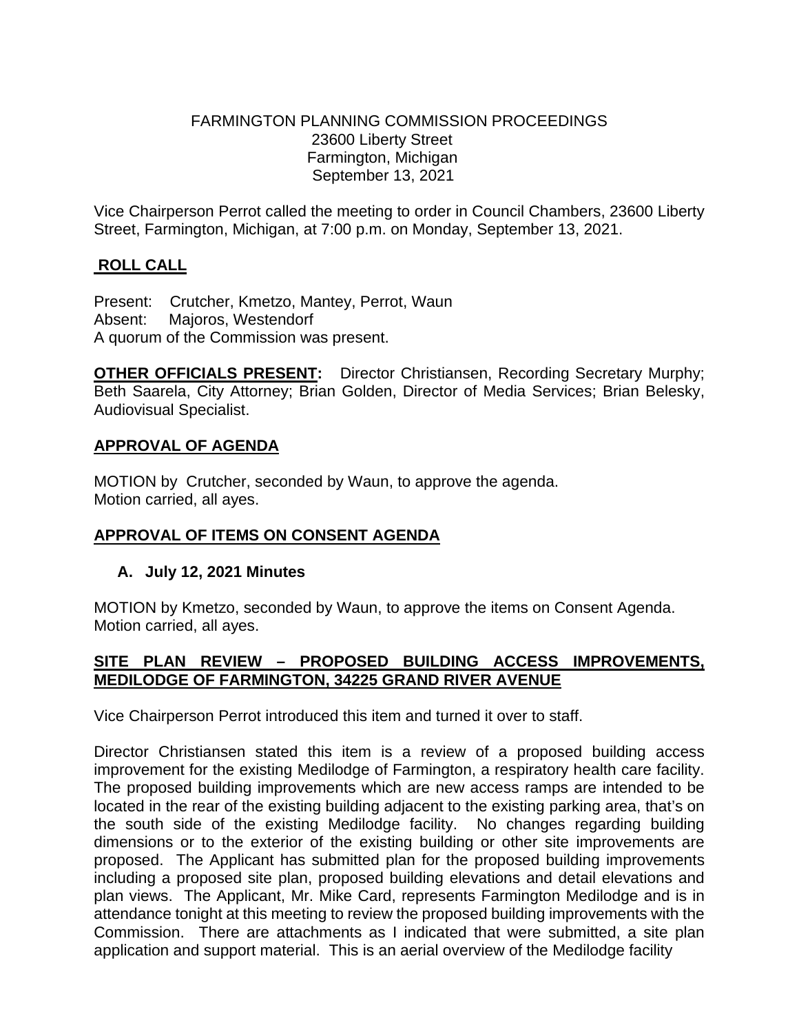FARMINGTON PLANNING COMMISSION PROCEEDINGS
23600 Liberty Street
Farmington, Michigan
September 13, 2021

Vice Chairperson Perrot called the meeting to order in Council Chambers, 23600 Liberty Street, Farmington, Michigan, at 7:00 p.m. on Monday, September 13, 2021.

## ROLL CALL

Present: Crutcher, Kmetzo, Mantey, Perrot, Waun
Absent: Majoros, Westendorf
A quorum of the Commission was present.

**OTHER OFFICIALS PRESENT:** Director Christiansen, Recording Secretary Murphy; Beth Saarela, City Attorney; Brian Golden, Director of Media Services; Brian Belesky, Audiovisual Specialist.

## APPROVAL OF AGENDA

MOTION by Crutcher, seconded by Waun, to approve the agenda.
Motion carried, all ayes.

## APPROVAL OF ITEMS ON CONSENT AGENDA

**A. July 12, 2021 Minutes**

MOTION by Kmetzo, seconded by Waun, to approve the items on Consent Agenda.
Motion carried, all ayes.

## SITE PLAN REVIEW – PROPOSED BUILDING ACCESS IMPROVEMENTS, MEDILODGE OF FARMINGTON, 34225 GRAND RIVER AVENUE

Vice Chairperson Perrot introduced this item and turned it over to staff.

Director Christiansen stated this item is a review of a proposed building access improvement for the existing Medilodge of Farmington, a respiratory health care facility. The proposed building improvements which are new access ramps are intended to be located in the rear of the existing building adjacent to the existing parking area, that's on the south side of the existing Medilodge facility. No changes regarding building dimensions or to the exterior of the existing building or other site improvements are proposed. The Applicant has submitted plan for the proposed building improvements including a proposed site plan, proposed building elevations and detail elevations and plan views. The Applicant, Mr. Mike Card, represents Farmington Medilodge and is in attendance tonight at this meeting to review the proposed building improvements with the Commission. There are attachments as I indicated that were submitted, a site plan application and support material. This is an aerial overview of the Medilodge facility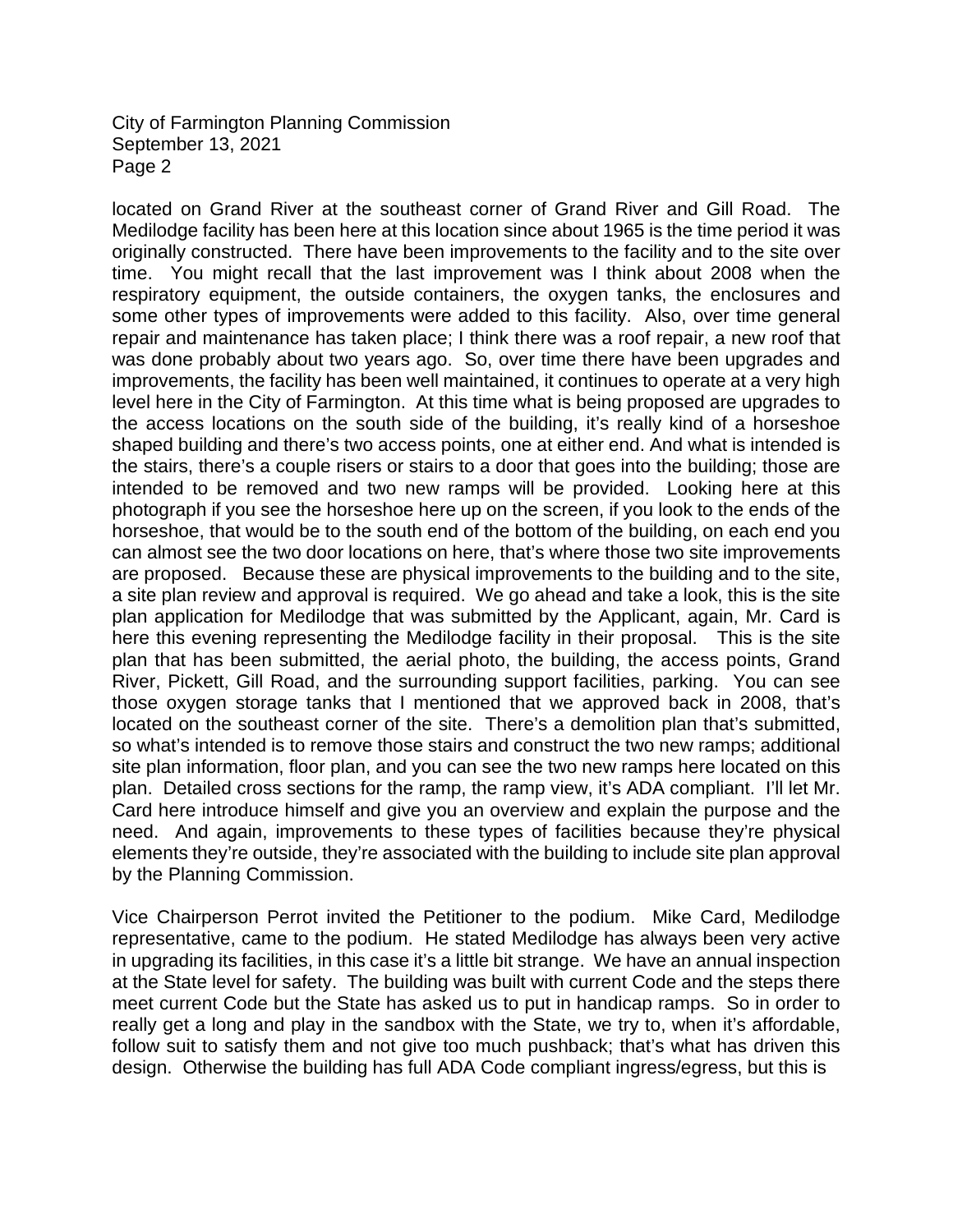located on Grand River at the southeast corner of Grand River and Gill Road. The Medilodge facility has been here at this location since about 1965 is the time period it was originally constructed. There have been improvements to the facility and to the site over time. You might recall that the last improvement was I think about 2008 when the respiratory equipment, the outside containers, the oxygen tanks, the enclosures and some other types of improvements were added to this facility. Also, over time general repair and maintenance has taken place; I think there was a roof repair, a new roof that was done probably about two years ago. So, over time there have been upgrades and improvements, the facility has been well maintained, it continues to operate at a very high level here in the City of Farmington. At this time what is being proposed are upgrades to the access locations on the south side of the building, it's really kind of a horseshoe shaped building and there's two access points, one at either end. And what is intended is the stairs, there's a couple risers or stairs to a door that goes into the building; those are intended to be removed and two new ramps will be provided. Looking here at this photograph if you see the horseshoe here up on the screen, if you look to the ends of the horseshoe, that would be to the south end of the bottom of the building, on each end you can almost see the two door locations on here, that's where those two site improvements are proposed. Because these are physical improvements to the building and to the site, a site plan review and approval is required. We go ahead and take a look, this is the site plan application for Medilodge that was submitted by the Applicant, again, Mr. Card is here this evening representing the Medilodge facility in their proposal. This is the site plan that has been submitted, the aerial photo, the building, the access points, Grand River, Pickett, Gill Road, and the surrounding support facilities, parking. You can see those oxygen storage tanks that I mentioned that we approved back in 2008, that's located on the southeast corner of the site. There's a demolition plan that's submitted, so what's intended is to remove those stairs and construct the two new ramps; additional site plan information, floor plan, and you can see the two new ramps here located on this plan. Detailed cross sections for the ramp, the ramp view, it's ADA compliant. I'll let Mr. Card here introduce himself and give you an overview and explain the purpose and the need. And again, improvements to these types of facilities because they're physical elements they're outside, they're associated with the building to include site plan approval by the Planning Commission.

Vice Chairperson Perrot invited the Petitioner to the podium. Mike Card, Medilodge representative, came to the podium. He stated Medilodge has always been very active in upgrading its facilities, in this case it's a little bit strange. We have an annual inspection at the State level for safety. The building was built with current Code and the steps there meet current Code but the State has asked us to put in handicap ramps. So in order to really get a long and play in the sandbox with the State, we try to, when it's affordable, follow suit to satisfy them and not give too much pushback; that's what has driven this design. Otherwise the building has full ADA Code compliant ingress/egress, but this is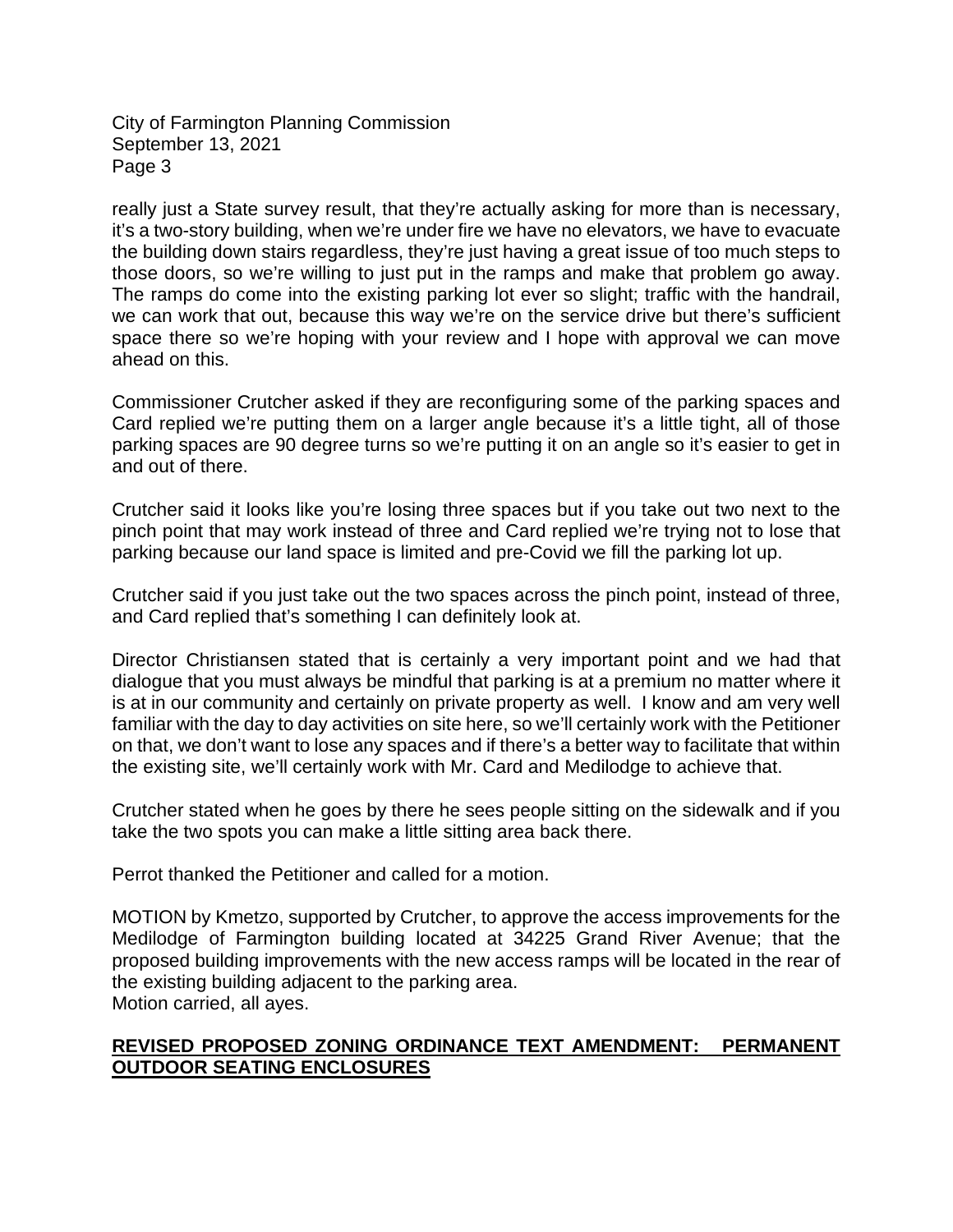really just a State survey result, that they're actually asking for more than is necessary, it's a two-story building, when we're under fire we have no elevators, we have to evacuate the building down stairs regardless, they're just having a great issue of too much steps to those doors, so we're willing to just put in the ramps and make that problem go away. The ramps do come into the existing parking lot ever so slight; traffic with the handrail, we can work that out, because this way we're on the service drive but there's sufficient space there so we're hoping with your review and I hope with approval we can move ahead on this.

Commissioner Crutcher asked if they are reconfiguring some of the parking spaces and Card replied we're putting them on a larger angle because it's a little tight, all of those parking spaces are 90 degree turns so we're putting it on an angle so it's easier to get in and out of there.

Crutcher said it looks like you're losing three spaces but if you take out two next to the pinch point that may work instead of three and Card replied we're trying not to lose that parking because our land space is limited and pre-Covid we fill the parking lot up.

Crutcher said if you just take out the two spaces across the pinch point, instead of three, and Card replied that's something I can definitely look at.

Director Christiansen stated that is certainly a very important point and we had that dialogue that you must always be mindful that parking is at a premium no matter where it is at in our community and certainly on private property as well. I know and am very well familiar with the day to day activities on site here, so we'll certainly work with the Petitioner on that, we don't want to lose any spaces and if there's a better way to facilitate that within the existing site, we'll certainly work with Mr. Card and Medilodge to achieve that.

Crutcher stated when he goes by there he sees people sitting on the sidewalk and if you take the two spots you can make a little sitting area back there.

Perrot thanked the Petitioner and called for a motion.

MOTION by Kmetzo, supported by Crutcher, to approve the access improvements for the Medilodge of Farmington building located at 34225 Grand River Avenue; that the proposed building improvements with the new access ramps will be located in the rear of the existing building adjacent to the parking area.
Motion carried, all ayes.

**REVISED PROPOSED ZONING ORDINANCE TEXT AMENDMENT: PERMANENT OUTDOOR SEATING ENCLOSURES**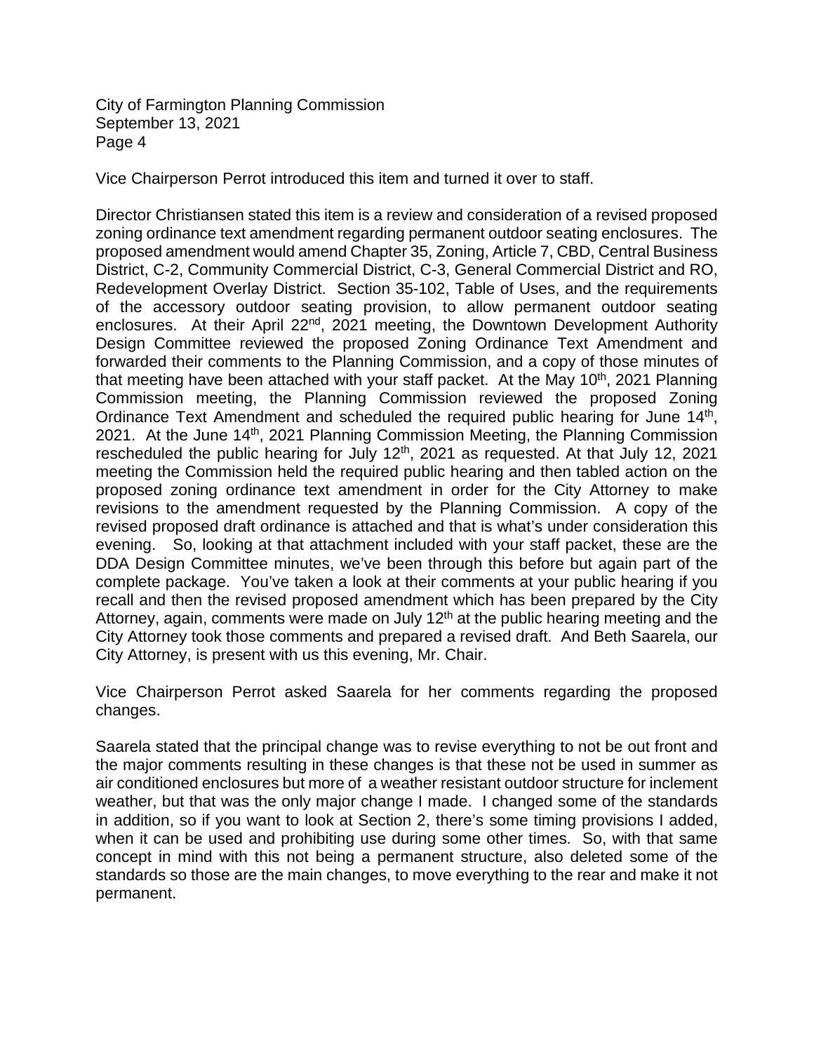Vice Chairperson Perrot introduced this item and turned it over to staff.

Director Christiansen stated this item is a review and consideration of a revised proposed zoning ordinance text amendment regarding permanent outdoor seating enclosures. The proposed amendment would amend Chapter 35, Zoning, Article 7, CBD, Central Business District, C-2, Community Commercial District, C-3, General Commercial District and RO, Redevelopment Overlay District. Section 35-102, Table of Uses, and the requirements of the accessory outdoor seating provision, to allow permanent outdoor seating enclosures. At their April 22nd, 2021 meeting, the Downtown Development Authority Design Committee reviewed the proposed Zoning Ordinance Text Amendment and forwarded their comments to the Planning Commission, and a copy of those minutes of that meeting have been attached with your staff packet. At the May 10th, 2021 Planning Commission meeting, the Planning Commission reviewed the proposed Zoning Ordinance Text Amendment and scheduled the required public hearing for June 14th, 2021. At the June 14th, 2021 Planning Commission Meeting, the Planning Commission rescheduled the public hearing for July 12th, 2021 as requested. At that July 12, 2021 meeting the Commission held the required public hearing and then tabled action on the proposed zoning ordinance text amendment in order for the City Attorney to make revisions to the amendment requested by the Planning Commission. A copy of the revised proposed draft ordinance is attached and that is what's under consideration this evening. So, looking at that attachment included with your staff packet, these are the DDA Design Committee minutes, we've been through this before but again part of the complete package. You've taken a look at their comments at your public hearing if you recall and then the revised proposed amendment which has been prepared by the City Attorney, again, comments were made on July 12th at the public hearing meeting and the City Attorney took those comments and prepared a revised draft. And Beth Saarela, our City Attorney, is present with us this evening, Mr. Chair.

Vice Chairperson Perrot asked Saarela for her comments regarding the proposed changes.

Saarela stated that the principal change was to revise everything to not be out front and the major comments resulting in these changes is that these not be used in summer as air conditioned enclosures but more of a weather resistant outdoor structure for inclement weather, but that was the only major change I made. I changed some of the standards in addition, so if you want to look at Section 2, there's some timing provisions I added, when it can be used and prohibiting use during some other times. So, with that same concept in mind with this not being a permanent structure, also deleted some of the standards so those are the main changes, to move everything to the rear and make it not permanent.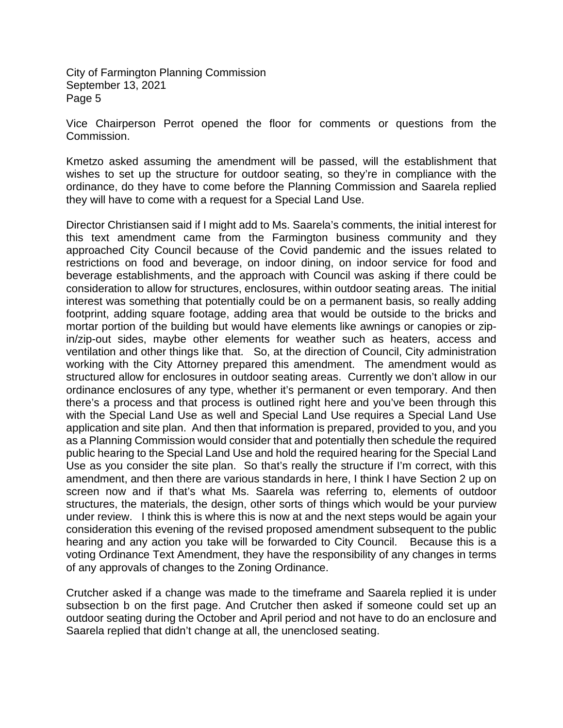Vice Chairperson Perrot opened the floor for comments or questions from the Commission.

Kmetzo asked assuming the amendment will be passed, will the establishment that wishes to set up the structure for outdoor seating, so they're in compliance with the ordinance, do they have to come before the Planning Commission and Saarela replied they will have to come with a request for a Special Land Use.

Director Christiansen said if I might add to Ms. Saarela's comments, the initial interest for this text amendment came from the Farmington business community and they approached City Council because of the Covid pandemic and the issues related to restrictions on food and beverage, on indoor dining, on indoor service for food and beverage establishments, and the approach with Council was asking if there could be consideration to allow for structures, enclosures, within outdoor seating areas. The initial interest was something that potentially could be on a permanent basis, so really adding footprint, adding square footage, adding area that would be outside to the bricks and mortar portion of the building but would have elements like awnings or canopies or zip-in/zip-out sides, maybe other elements for weather such as heaters, access and ventilation and other things like that. So, at the direction of Council, City administration working with the City Attorney prepared this amendment. The amendment would as structured allow for enclosures in outdoor seating areas. Currently we don't allow in our ordinance enclosures of any type, whether it's permanent or even temporary. And then there's a process and that process is outlined right here and you've been through this with the Special Land Use as well and Special Land Use requires a Special Land Use application and site plan. And then that information is prepared, provided to you, and you as a Planning Commission would consider that and potentially then schedule the required public hearing to the Special Land Use and hold the required hearing for the Special Land Use as you consider the site plan. So that's really the structure if I'm correct, with this amendment, and then there are various standards in here, I think I have Section 2 up on screen now and if that's what Ms. Saarela was referring to, elements of outdoor structures, the materials, the design, other sorts of things which would be your purview under review. I think this is where this is now at and the next steps would be again your consideration this evening of the revised proposed amendment subsequent to the public hearing and any action you take will be forwarded to City Council. Because this is a voting Ordinance Text Amendment, they have the responsibility of any changes in terms of any approvals of changes to the Zoning Ordinance.

Crutcher asked if a change was made to the timeframe and Saarela replied it is under subsection b on the first page. And Crutcher then asked if someone could set up an outdoor seating during the October and April period and not have to do an enclosure and Saarela replied that didn't change at all, the unenclosed seating.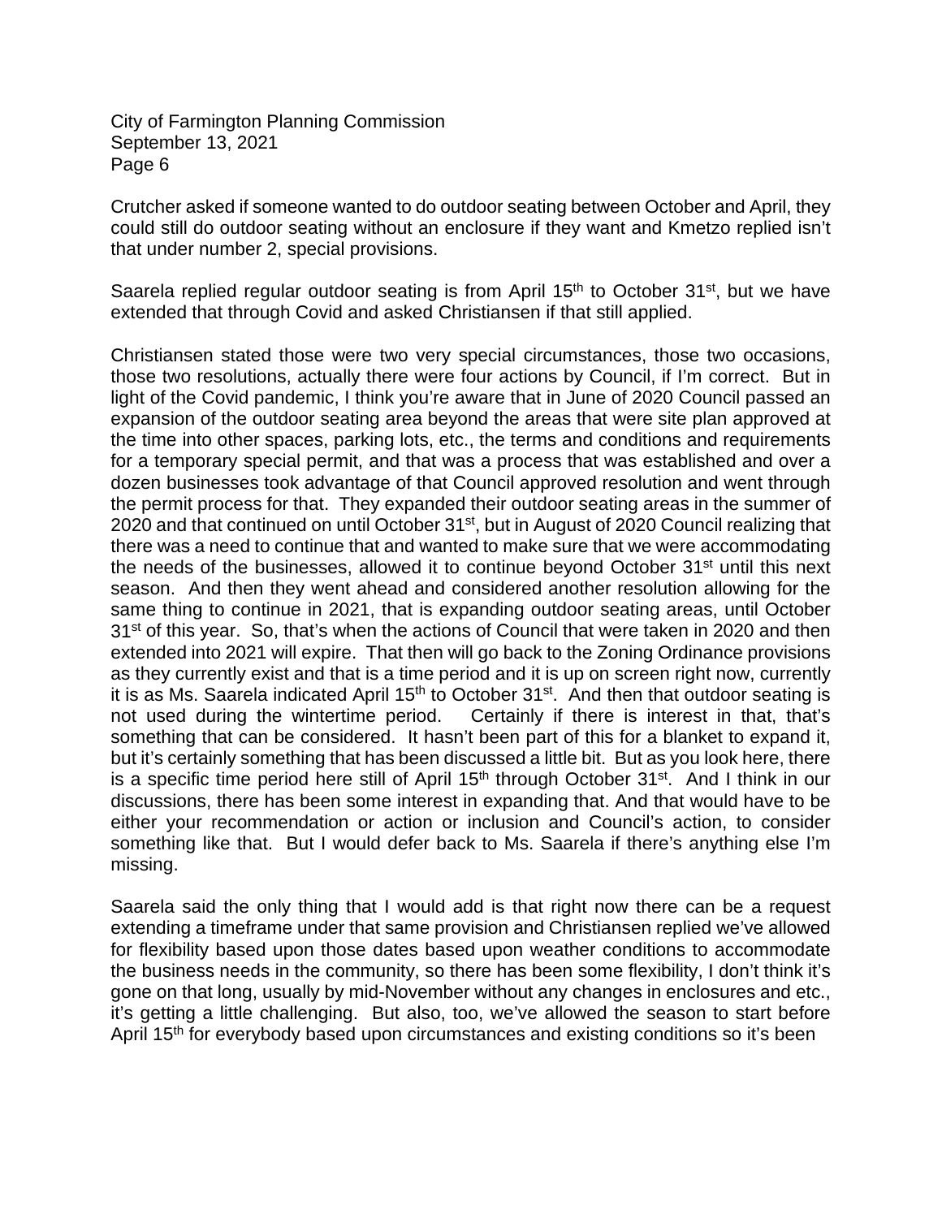Crutcher asked if someone wanted to do outdoor seating between October and April, they could still do outdoor seating without an enclosure if they want and Kmetzo replied isn't that under number 2, special provisions.

Saarela replied regular outdoor seating is from April 15th to October 31st, but we have extended that through Covid and asked Christiansen if that still applied.

Christiansen stated those were two very special circumstances, those two occasions, those two resolutions, actually there were four actions by Council, if I'm correct. But in light of the Covid pandemic, I think you're aware that in June of 2020 Council passed an expansion of the outdoor seating area beyond the areas that were site plan approved at the time into other spaces, parking lots, etc., the terms and conditions and requirements for a temporary special permit, and that was a process that was established and over a dozen businesses took advantage of that Council approved resolution and went through the permit process for that. They expanded their outdoor seating areas in the summer of 2020 and that continued on until October 31st, but in August of 2020 Council realizing that there was a need to continue that and wanted to make sure that we were accommodating the needs of the businesses, allowed it to continue beyond October 31st until this next season. And then they went ahead and considered another resolution allowing for the same thing to continue in 2021, that is expanding outdoor seating areas, until October 31st of this year. So, that's when the actions of Council that were taken in 2020 and then extended into 2021 will expire. That then will go back to the Zoning Ordinance provisions as they currently exist and that is a time period and it is up on screen right now, currently it is as Ms. Saarela indicated April 15th to October 31st. And then that outdoor seating is not used during the wintertime period. Certainly if there is interest in that, that's something that can be considered. It hasn't been part of this for a blanket to expand it, but it's certainly something that has been discussed a little bit. But as you look here, there is a specific time period here still of April 15th through October 31st. And I think in our discussions, there has been some interest in expanding that. And that would have to be either your recommendation or action or inclusion and Council's action, to consider something like that. But I would defer back to Ms. Saarela if there's anything else I'm missing.

Saarela said the only thing that I would add is that right now there can be a request extending a timeframe under that same provision and Christiansen replied we've allowed for flexibility based upon those dates based upon weather conditions to accommodate the business needs in the community, so there has been some flexibility, I don't think it's gone on that long, usually by mid-November without any changes in enclosures and etc., it's getting a little challenging. But also, too, we've allowed the season to start before April 15th for everybody based upon circumstances and existing conditions so it's been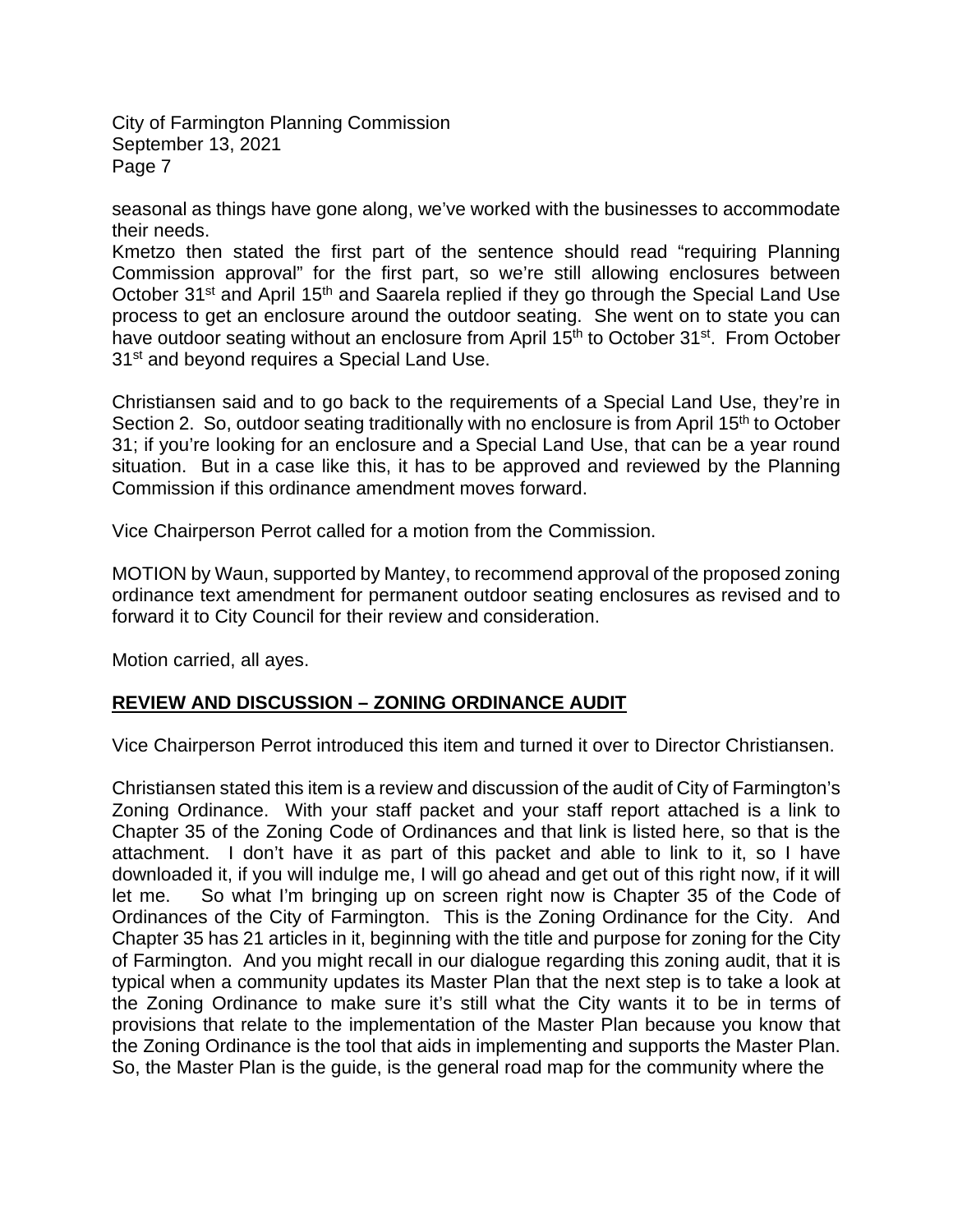seasonal as things have gone along, we've worked with the businesses to accommodate their needs.
Kmetzo then stated the first part of the sentence should read "requiring Planning Commission approval" for the first part, so we're still allowing enclosures between October 31st and April 15th and Saarela replied if they go through the Special Land Use process to get an enclosure around the outdoor seating. She went on to state you can have outdoor seating without an enclosure from April 15th to October 31st. From October 31st and beyond requires a Special Land Use.

Christiansen said and to go back to the requirements of a Special Land Use, they're in Section 2. So, outdoor seating traditionally with no enclosure is from April 15th to October 31; if you're looking for an enclosure and a Special Land Use, that can be a year round situation. But in a case like this, it has to be approved and reviewed by the Planning Commission if this ordinance amendment moves forward.

Vice Chairperson Perrot called for a motion from the Commission.

MOTION by Waun, supported by Mantey, to recommend approval of the proposed zoning ordinance text amendment for permanent outdoor seating enclosures as revised and to forward it to City Council for their review and consideration.

Motion carried, all ayes.

## REVIEW AND DISCUSSION – ZONING ORDINANCE AUDIT

Vice Chairperson Perrot introduced this item and turned it over to Director Christiansen.

Christiansen stated this item is a review and discussion of the audit of City of Farmington's Zoning Ordinance. With your staff packet and your staff report attached is a link to Chapter 35 of the Zoning Code of Ordinances and that link is listed here, so that is the attachment. I don't have it as part of this packet and able to link to it, so I have downloaded it, if you will indulge me, I will go ahead and get out of this right now, if it will let me. So what I'm bringing up on screen right now is Chapter 35 of the Code of Ordinances of the City of Farmington. This is the Zoning Ordinance for the City. And Chapter 35 has 21 articles in it, beginning with the title and purpose for zoning for the City of Farmington. And you might recall in our dialogue regarding this zoning audit, that it is typical when a community updates its Master Plan that the next step is to take a look at the Zoning Ordinance to make sure it's still what the City wants it to be in terms of provisions that relate to the implementation of the Master Plan because you know that the Zoning Ordinance is the tool that aids in implementing and supports the Master Plan. So, the Master Plan is the guide, is the general road map for the community where the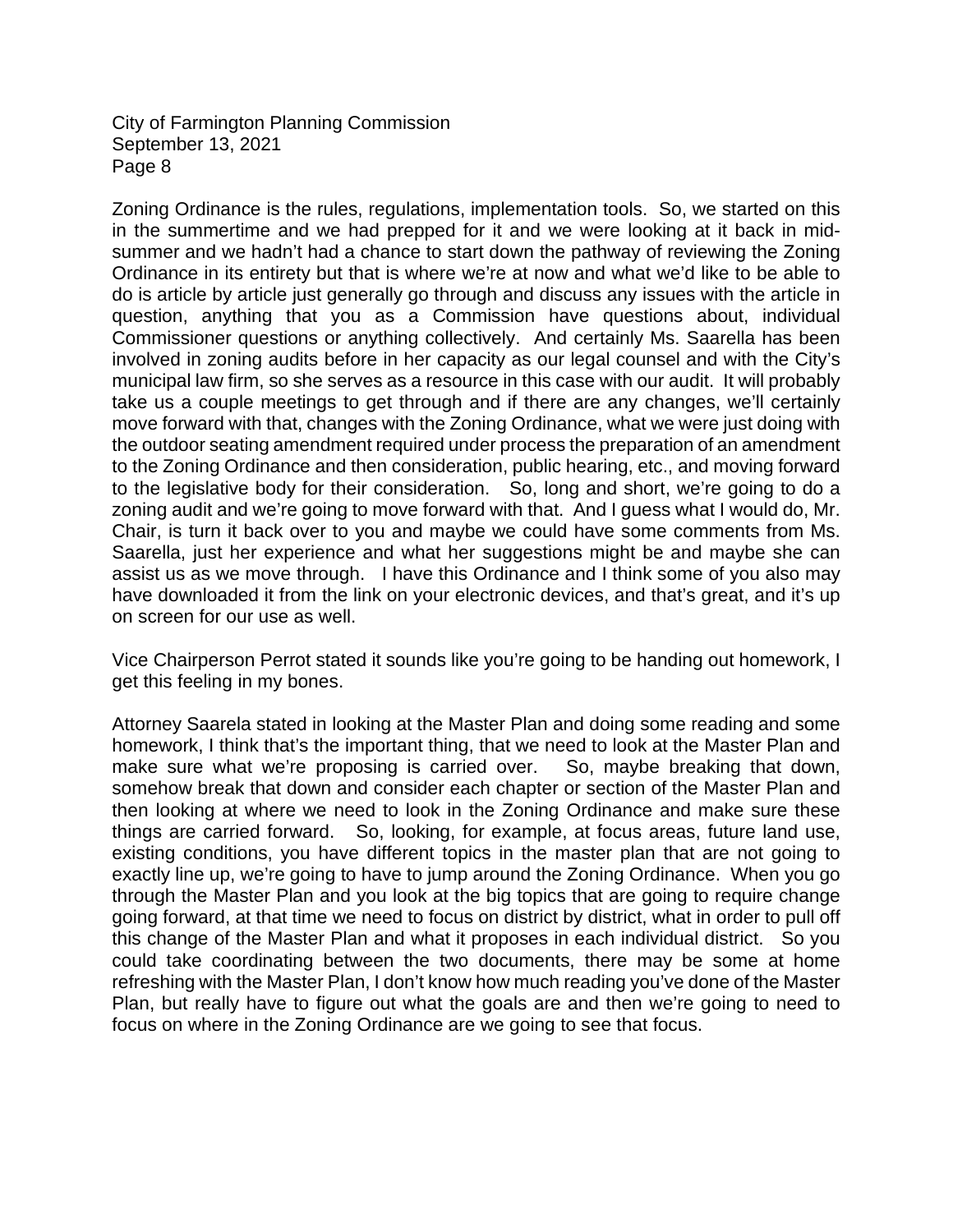Zoning Ordinance is the rules, regulations, implementation tools. So, we started on this in the summertime and we had prepped for it and we were looking at it back in mid-summer and we hadn't had a chance to start down the pathway of reviewing the Zoning Ordinance in its entirety but that is where we're at now and what we'd like to be able to do is article by article just generally go through and discuss any issues with the article in question, anything that you as a Commission have questions about, individual Commissioner questions or anything collectively. And certainly Ms. Saarella has been involved in zoning audits before in her capacity as our legal counsel and with the City's municipal law firm, so she serves as a resource in this case with our audit. It will probably take us a couple meetings to get through and if there are any changes, we'll certainly move forward with that, changes with the Zoning Ordinance, what we were just doing with the outdoor seating amendment required under process the preparation of an amendment to the Zoning Ordinance and then consideration, public hearing, etc., and moving forward to the legislative body for their consideration. So, long and short, we're going to do a zoning audit and we're going to move forward with that. And I guess what I would do, Mr. Chair, is turn it back over to you and maybe we could have some comments from Ms. Saarella, just her experience and what her suggestions might be and maybe she can assist us as we move through. I have this Ordinance and I think some of you also may have downloaded it from the link on your electronic devices, and that's great, and it's up on screen for our use as well.

Vice Chairperson Perrot stated it sounds like you're going to be handing out homework, I get this feeling in my bones.

Attorney Saarela stated in looking at the Master Plan and doing some reading and some homework, I think that's the important thing, that we need to look at the Master Plan and make sure what we're proposing is carried over. So, maybe breaking that down, somehow break that down and consider each chapter or section of the Master Plan and then looking at where we need to look in the Zoning Ordinance and make sure these things are carried forward. So, looking, for example, at focus areas, future land use, existing conditions, you have different topics in the master plan that are not going to exactly line up, we're going to have to jump around the Zoning Ordinance. When you go through the Master Plan and you look at the big topics that are going to require change going forward, at that time we need to focus on district by district, what in order to pull off this change of the Master Plan and what it proposes in each individual district. So you could take coordinating between the two documents, there may be some at home refreshing with the Master Plan, I don't know how much reading you've done of the Master Plan, but really have to figure out what the goals are and then we're going to need to focus on where in the Zoning Ordinance are we going to see that focus.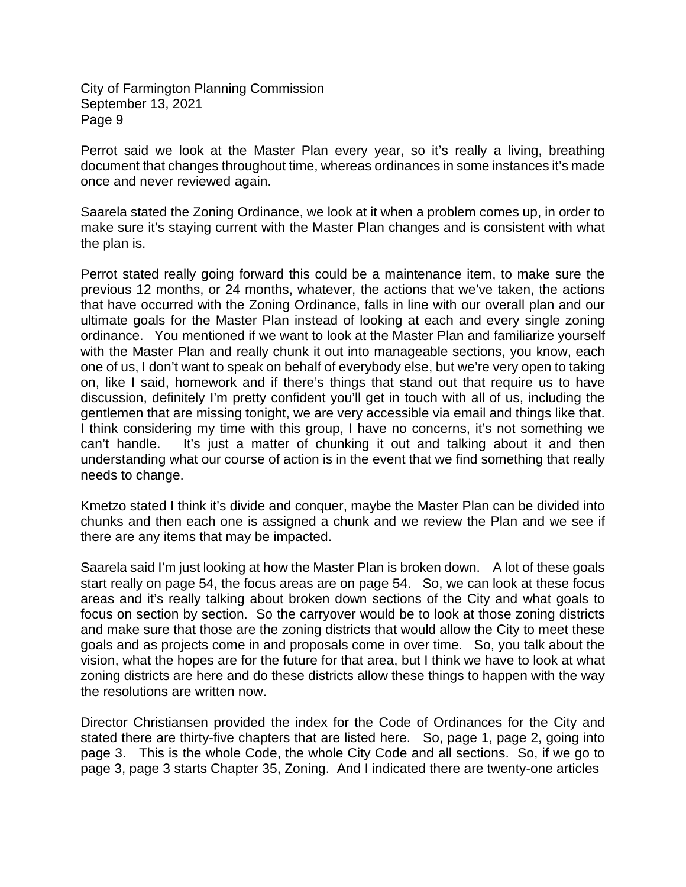Perrot said we look at the Master Plan every year, so it's really a living, breathing document that changes throughout time, whereas ordinances in some instances it's made once and never reviewed again.

Saarela stated the Zoning Ordinance, we look at it when a problem comes up, in order to make sure it's staying current with the Master Plan changes and is consistent with what the plan is.

Perrot stated really going forward this could be a maintenance item, to make sure the previous 12 months, or 24 months, whatever, the actions that we've taken, the actions that have occurred with the Zoning Ordinance, falls in line with our overall plan and our ultimate goals for the Master Plan instead of looking at each and every single zoning ordinance. You mentioned if we want to look at the Master Plan and familiarize yourself with the Master Plan and really chunk it out into manageable sections, you know, each one of us, I don't want to speak on behalf of everybody else, but we're very open to taking on, like I said, homework and if there's things that stand out that require us to have discussion, definitely I'm pretty confident you'll get in touch with all of us, including the gentlemen that are missing tonight, we are very accessible via email and things like that. I think considering my time with this group, I have no concerns, it's not something we can't handle. It's just a matter of chunking it out and talking about it and then understanding what our course of action is in the event that we find something that really needs to change.

Kmetzo stated I think it's divide and conquer, maybe the Master Plan can be divided into chunks and then each one is assigned a chunk and we review the Plan and we see if there are any items that may be impacted.

Saarela said I'm just looking at how the Master Plan is broken down. A lot of these goals start really on page 54, the focus areas are on page 54. So, we can look at these focus areas and it's really talking about broken down sections of the City and what goals to focus on section by section. So the carryover would be to look at those zoning districts and make sure that those are the zoning districts that would allow the City to meet these goals and as projects come in and proposals come in over time. So, you talk about the vision, what the hopes are for the future for that area, but I think we have to look at what zoning districts are here and do these districts allow these things to happen with the way the resolutions are written now.

Director Christiansen provided the index for the Code of Ordinances for the City and stated there are thirty-five chapters that are listed here. So, page 1, page 2, going into page 3. This is the whole Code, the whole City Code and all sections. So, if we go to page 3, page 3 starts Chapter 35, Zoning. And I indicated there are twenty-one articles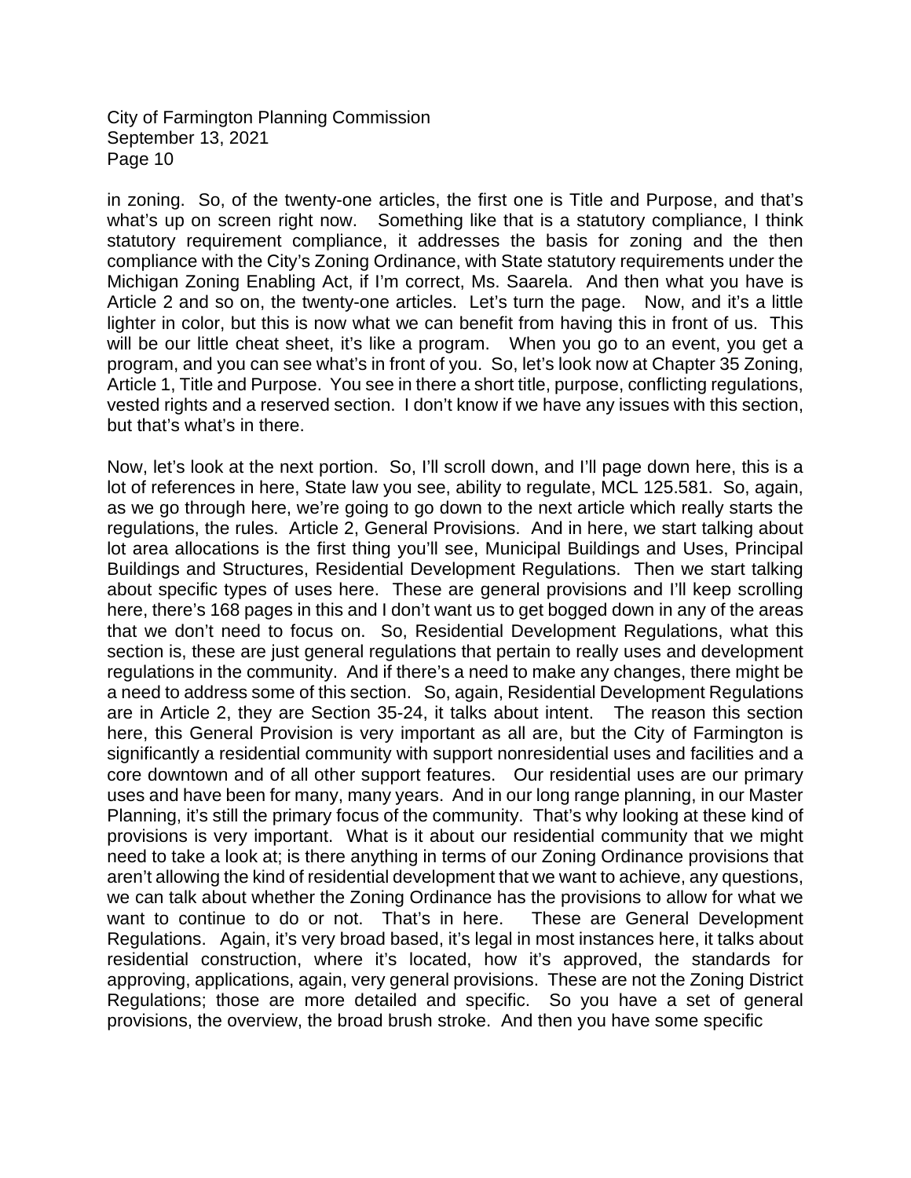in zoning. So, of the twenty-one articles, the first one is Title and Purpose, and that's what's up on screen right now. Something like that is a statutory compliance, I think statutory requirement compliance, it addresses the basis for zoning and the then compliance with the City's Zoning Ordinance, with State statutory requirements under the Michigan Zoning Enabling Act, if I'm correct, Ms. Saarela. And then what you have is Article 2 and so on, the twenty-one articles. Let's turn the page. Now, and it's a little lighter in color, but this is now what we can benefit from having this in front of us. This will be our little cheat sheet, it's like a program. When you go to an event, you get a program, and you can see what's in front of you. So, let's look now at Chapter 35 Zoning, Article 1, Title and Purpose. You see in there a short title, purpose, conflicting regulations, vested rights and a reserved section. I don't know if we have any issues with this section, but that's what's in there.

Now, let's look at the next portion. So, I'll scroll down, and I'll page down here, this is a lot of references in here, State law you see, ability to regulate, MCL 125.581. So, again, as we go through here, we're going to go down to the next article which really starts the regulations, the rules. Article 2, General Provisions. And in here, we start talking about lot area allocations is the first thing you'll see, Municipal Buildings and Uses, Principal Buildings and Structures, Residential Development Regulations. Then we start talking about specific types of uses here. These are general provisions and I'll keep scrolling here, there's 168 pages in this and I don't want us to get bogged down in any of the areas that we don't need to focus on. So, Residential Development Regulations, what this section is, these are just general regulations that pertain to really uses and development regulations in the community. And if there's a need to make any changes, there might be a need to address some of this section. So, again, Residential Development Regulations are in Article 2, they are Section 35-24, it talks about intent. The reason this section here, this General Provision is very important as all are, but the City of Farmington is significantly a residential community with support nonresidential uses and facilities and a core downtown and of all other support features. Our residential uses are our primary uses and have been for many, many years. And in our long range planning, in our Master Planning, it's still the primary focus of the community. That's why looking at these kind of provisions is very important. What is it about our residential community that we might need to take a look at; is there anything in terms of our Zoning Ordinance provisions that aren't allowing the kind of residential development that we want to achieve, any questions, we can talk about whether the Zoning Ordinance has the provisions to allow for what we want to continue to do or not. That's in here. These are General Development Regulations. Again, it's very broad based, it's legal in most instances here, it talks about residential construction, where it's located, how it's approved, the standards for approving, applications, again, very general provisions. These are not the Zoning District Regulations; those are more detailed and specific. So you have a set of general provisions, the overview, the broad brush stroke. And then you have some specific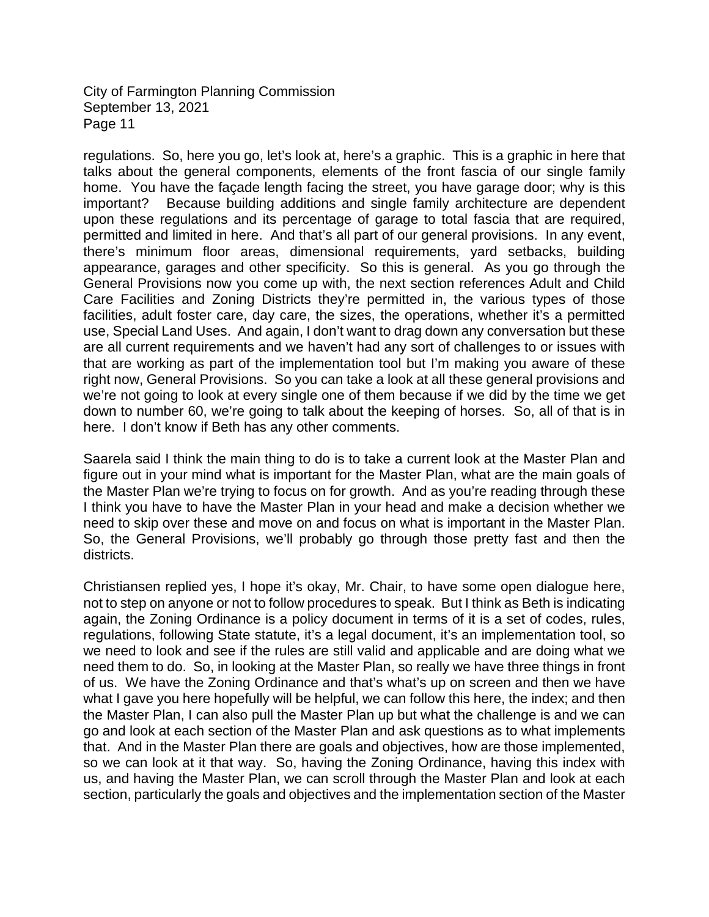regulations. So, here you go, let's look at, here's a graphic. This is a graphic in here that talks about the general components, elements of the front fascia of our single family home. You have the façade length facing the street, you have garage door; why is this important? Because building additions and single family architecture are dependent upon these regulations and its percentage of garage to total fascia that are required, permitted and limited in here. And that's all part of our general provisions. In any event, there's minimum floor areas, dimensional requirements, yard setbacks, building appearance, garages and other specificity. So this is general. As you go through the General Provisions now you come up with, the next section references Adult and Child Care Facilities and Zoning Districts they're permitted in, the various types of those facilities, adult foster care, day care, the sizes, the operations, whether it's a permitted use, Special Land Uses. And again, I don't want to drag down any conversation but these are all current requirements and we haven't had any sort of challenges to or issues with that are working as part of the implementation tool but I'm making you aware of these right now, General Provisions. So you can take a look at all these general provisions and we're not going to look at every single one of them because if we did by the time we get down to number 60, we're going to talk about the keeping of horses. So, all of that is in here. I don't know if Beth has any other comments.

Saarela said I think the main thing to do is to take a current look at the Master Plan and figure out in your mind what is important for the Master Plan, what are the main goals of the Master Plan we're trying to focus on for growth. And as you're reading through these I think you have to have the Master Plan in your head and make a decision whether we need to skip over these and move on and focus on what is important in the Master Plan. So, the General Provisions, we'll probably go through those pretty fast and then the districts.

Christiansen replied yes, I hope it's okay, Mr. Chair, to have some open dialogue here, not to step on anyone or not to follow procedures to speak. But I think as Beth is indicating again, the Zoning Ordinance is a policy document in terms of it is a set of codes, rules, regulations, following State statute, it's a legal document, it's an implementation tool, so we need to look and see if the rules are still valid and applicable and are doing what we need them to do. So, in looking at the Master Plan, so really we have three things in front of us. We have the Zoning Ordinance and that's what's up on screen and then we have what I gave you here hopefully will be helpful, we can follow this here, the index; and then the Master Plan, I can also pull the Master Plan up but what the challenge is and we can go and look at each section of the Master Plan and ask questions as to what implements that. And in the Master Plan there are goals and objectives, how are those implemented, so we can look at it that way. So, having the Zoning Ordinance, having this index with us, and having the Master Plan, we can scroll through the Master Plan and look at each section, particularly the goals and objectives and the implementation section of the Master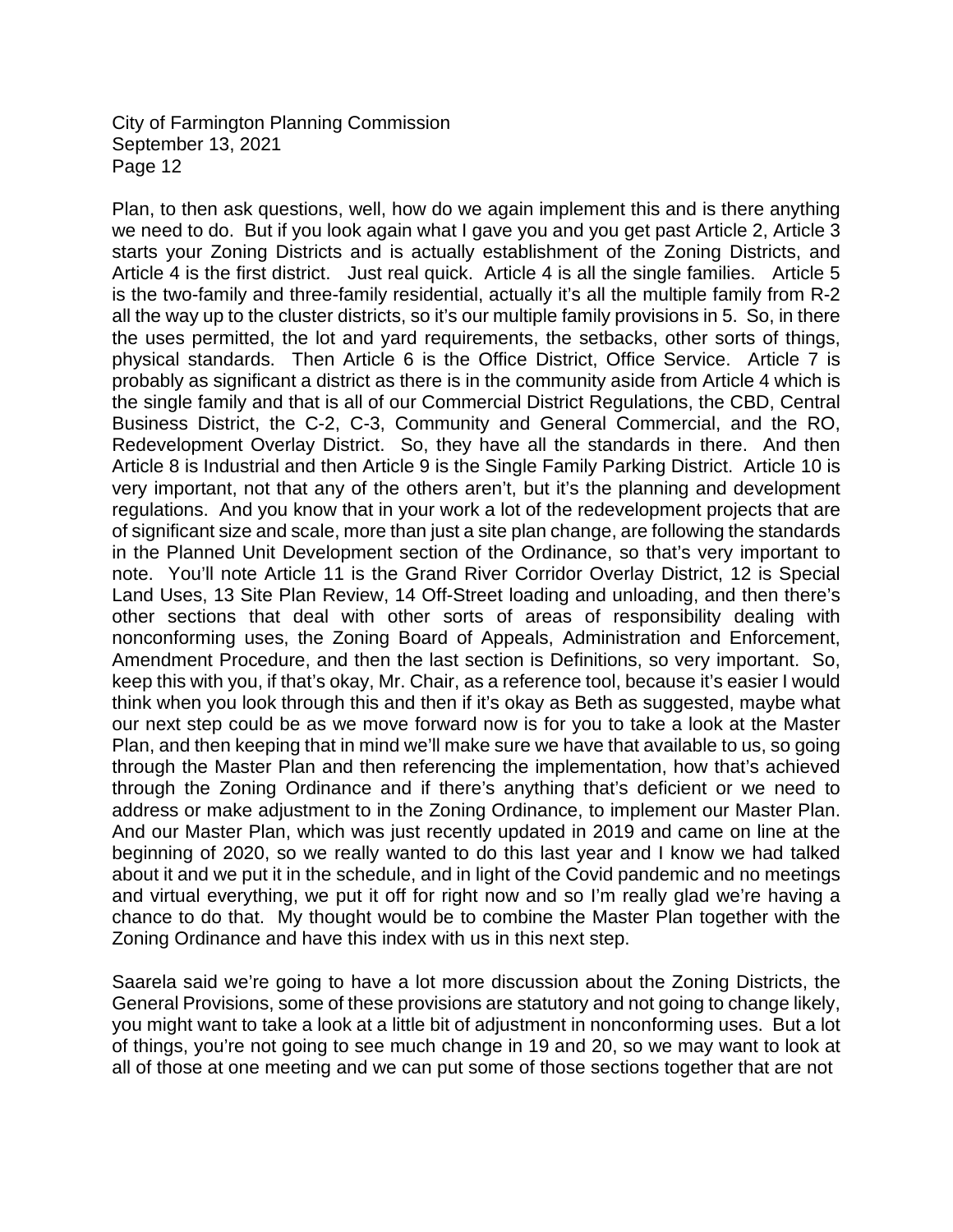Plan, to then ask questions, well, how do we again implement this and is there anything we need to do. But if you look again what I gave you and you get past Article 2, Article 3 starts your Zoning Districts and is actually establishment of the Zoning Districts, and Article 4 is the first district. Just real quick. Article 4 is all the single families. Article 5 is the two-family and three-family residential, actually it's all the multiple family from R-2 all the way up to the cluster districts, so it's our multiple family provisions in 5. So, in there the uses permitted, the lot and yard requirements, the setbacks, other sorts of things, physical standards. Then Article 6 is the Office District, Office Service. Article 7 is probably as significant a district as there is in the community aside from Article 4 which is the single family and that is all of our Commercial District Regulations, the CBD, Central Business District, the C-2, C-3, Community and General Commercial, and the RO, Redevelopment Overlay District. So, they have all the standards in there. And then Article 8 is Industrial and then Article 9 is the Single Family Parking District. Article 10 is very important, not that any of the others aren't, but it's the planning and development regulations. And you know that in your work a lot of the redevelopment projects that are of significant size and scale, more than just a site plan change, are following the standards in the Planned Unit Development section of the Ordinance, so that's very important to note. You'll note Article 11 is the Grand River Corridor Overlay District, 12 is Special Land Uses, 13 Site Plan Review, 14 Off-Street loading and unloading, and then there's other sections that deal with other sorts of areas of responsibility dealing with nonconforming uses, the Zoning Board of Appeals, Administration and Enforcement, Amendment Procedure, and then the last section is Definitions, so very important. So, keep this with you, if that's okay, Mr. Chair, as a reference tool, because it's easier I would think when you look through this and then if it's okay as Beth as suggested, maybe what our next step could be as we move forward now is for you to take a look at the Master Plan, and then keeping that in mind we'll make sure we have that available to us, so going through the Master Plan and then referencing the implementation, how that's achieved through the Zoning Ordinance and if there's anything that's deficient or we need to address or make adjustment to in the Zoning Ordinance, to implement our Master Plan. And our Master Plan, which was just recently updated in 2019 and came on line at the beginning of 2020, so we really wanted to do this last year and I know we had talked about it and we put it in the schedule, and in light of the Covid pandemic and no meetings and virtual everything, we put it off for right now and so I'm really glad we're having a chance to do that. My thought would be to combine the Master Plan together with the Zoning Ordinance and have this index with us in this next step.

Saarela said we're going to have a lot more discussion about the Zoning Districts, the General Provisions, some of these provisions are statutory and not going to change likely, you might want to take a look at a little bit of adjustment in nonconforming uses. But a lot of things, you're not going to see much change in 19 and 20, so we may want to look at all of those at one meeting and we can put some of those sections together that are not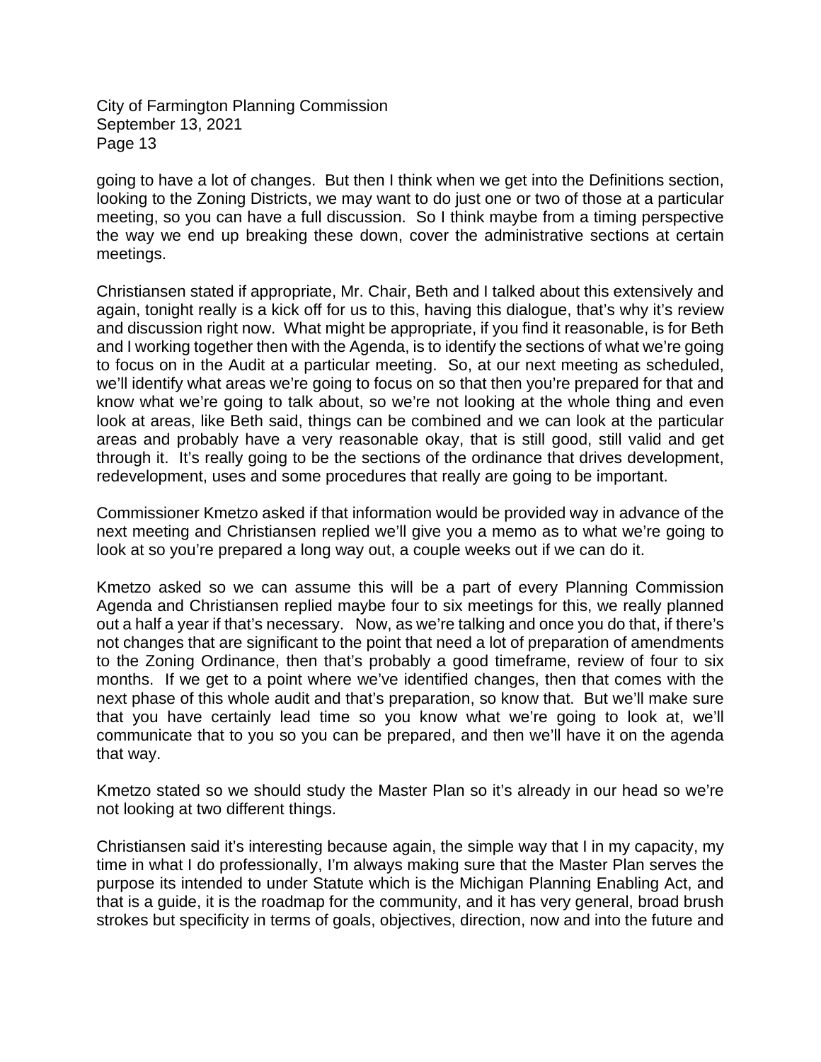going to have a lot of changes. But then I think when we get into the Definitions section, looking to the Zoning Districts, we may want to do just one or two of those at a particular meeting, so you can have a full discussion. So I think maybe from a timing perspective the way we end up breaking these down, cover the administrative sections at certain meetings.

Christiansen stated if appropriate, Mr. Chair, Beth and I talked about this extensively and again, tonight really is a kick off for us to this, having this dialogue, that's why it's review and discussion right now. What might be appropriate, if you find it reasonable, is for Beth and I working together then with the Agenda, is to identify the sections of what we're going to focus on in the Audit at a particular meeting. So, at our next meeting as scheduled, we'll identify what areas we're going to focus on so that then you're prepared for that and know what we're going to talk about, so we're not looking at the whole thing and even look at areas, like Beth said, things can be combined and we can look at the particular areas and probably have a very reasonable okay, that is still good, still valid and get through it. It's really going to be the sections of the ordinance that drives development, redevelopment, uses and some procedures that really are going to be important.

Commissioner Kmetzo asked if that information would be provided way in advance of the next meeting and Christiansen replied we'll give you a memo as to what we're going to look at so you're prepared a long way out, a couple weeks out if we can do it.

Kmetzo asked so we can assume this will be a part of every Planning Commission Agenda and Christiansen replied maybe four to six meetings for this, we really planned out a half a year if that's necessary. Now, as we're talking and once you do that, if there's not changes that are significant to the point that need a lot of preparation of amendments to the Zoning Ordinance, then that's probably a good timeframe, review of four to six months. If we get to a point where we've identified changes, then that comes with the next phase of this whole audit and that's preparation, so know that. But we'll make sure that you have certainly lead time so you know what we're going to look at, we'll communicate that to you so you can be prepared, and then we'll have it on the agenda that way.

Kmetzo stated so we should study the Master Plan so it's already in our head so we're not looking at two different things.

Christiansen said it's interesting because again, the simple way that I in my capacity, my time in what I do professionally, I'm always making sure that the Master Plan serves the purpose its intended to under Statute which is the Michigan Planning Enabling Act, and that is a guide, it is the roadmap for the community, and it has very general, broad brush strokes but specificity in terms of goals, objectives, direction, now and into the future and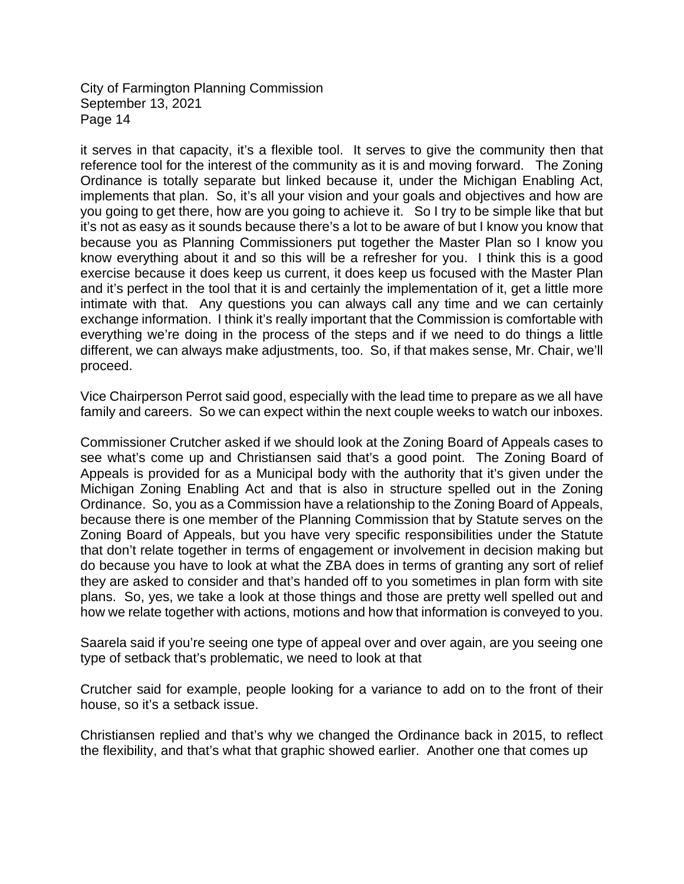it serves in that capacity, it's a flexible tool. It serves to give the community then that reference tool for the interest of the community as it is and moving forward. The Zoning Ordinance is totally separate but linked because it, under the Michigan Enabling Act, implements that plan. So, it's all your vision and your goals and objectives and how are you going to get there, how are you going to achieve it. So I try to be simple like that but it's not as easy as it sounds because there's a lot to be aware of but I know you know that because you as Planning Commissioners put together the Master Plan so I know you know everything about it and so this will be a refresher for you. I think this is a good exercise because it does keep us current, it does keep us focused with the Master Plan and it's perfect in the tool that it is and certainly the implementation of it, get a little more intimate with that. Any questions you can always call any time and we can certainly exchange information. I think it's really important that the Commission is comfortable with everything we're doing in the process of the steps and if we need to do things a little different, we can always make adjustments, too. So, if that makes sense, Mr. Chair, we'll proceed.

Vice Chairperson Perrot said good, especially with the lead time to prepare as we all have family and careers. So we can expect within the next couple weeks to watch our inboxes.

Commissioner Crutcher asked if we should look at the Zoning Board of Appeals cases to see what's come up and Christiansen said that's a good point. The Zoning Board of Appeals is provided for as a Municipal body with the authority that it's given under the Michigan Zoning Enabling Act and that is also in structure spelled out in the Zoning Ordinance. So, you as a Commission have a relationship to the Zoning Board of Appeals, because there is one member of the Planning Commission that by Statute serves on the Zoning Board of Appeals, but you have very specific responsibilities under the Statute that don't relate together in terms of engagement or involvement in decision making but do because you have to look at what the ZBA does in terms of granting any sort of relief they are asked to consider and that's handed off to you sometimes in plan form with site plans. So, yes, we take a look at those things and those are pretty well spelled out and how we relate together with actions, motions and how that information is conveyed to you.

Saarela said if you're seeing one type of appeal over and over again, are you seeing one type of setback that's problematic, we need to look at that

Crutcher said for example, people looking for a variance to add on to the front of their house, so it's a setback issue.

Christiansen replied and that's why we changed the Ordinance back in 2015, to reflect the flexibility, and that's what that graphic showed earlier. Another one that comes up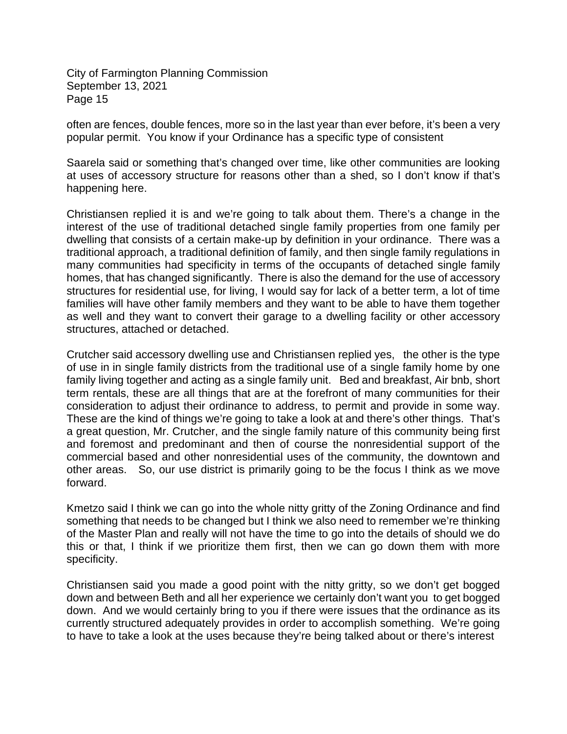often are fences, double fences, more so in the last year than ever before, it's been a very popular permit. You know if your Ordinance has a specific type of consistent

Saarela said or something that's changed over time, like other communities are looking at uses of accessory structure for reasons other than a shed, so I don't know if that's happening here.

Christiansen replied it is and we're going to talk about them. There's a change in the interest of the use of traditional detached single family properties from one family per dwelling that consists of a certain make-up by definition in your ordinance. There was a traditional approach, a traditional definition of family, and then single family regulations in many communities had specificity in terms of the occupants of detached single family homes, that has changed significantly. There is also the demand for the use of accessory structures for residential use, for living, I would say for lack of a better term, a lot of time families will have other family members and they want to be able to have them together as well and they want to convert their garage to a dwelling facility or other accessory structures, attached or detached.

Crutcher said accessory dwelling use and Christiansen replied yes, the other is the type of use in in single family districts from the traditional use of a single family home by one family living together and acting as a single family unit. Bed and breakfast, Air bnb, short term rentals, these are all things that are at the forefront of many communities for their consideration to adjust their ordinance to address, to permit and provide in some way. These are the kind of things we're going to take a look at and there's other things. That's a great question, Mr. Crutcher, and the single family nature of this community being first and foremost and predominant and then of course the nonresidential support of the commercial based and other nonresidential uses of the community, the downtown and other areas. So, our use district is primarily going to be the focus I think as we move forward.

Kmetzo said I think we can go into the whole nitty gritty of the Zoning Ordinance and find something that needs to be changed but I think we also need to remember we're thinking of the Master Plan and really will not have the time to go into the details of should we do this or that, I think if we prioritize them first, then we can go down them with more specificity.

Christiansen said you made a good point with the nitty gritty, so we don't get bogged down and between Beth and all her experience we certainly don't want you to get bogged down. And we would certainly bring to you if there were issues that the ordinance as its currently structured adequately provides in order to accomplish something. We're going to have to take a look at the uses because they're being talked about or there's interest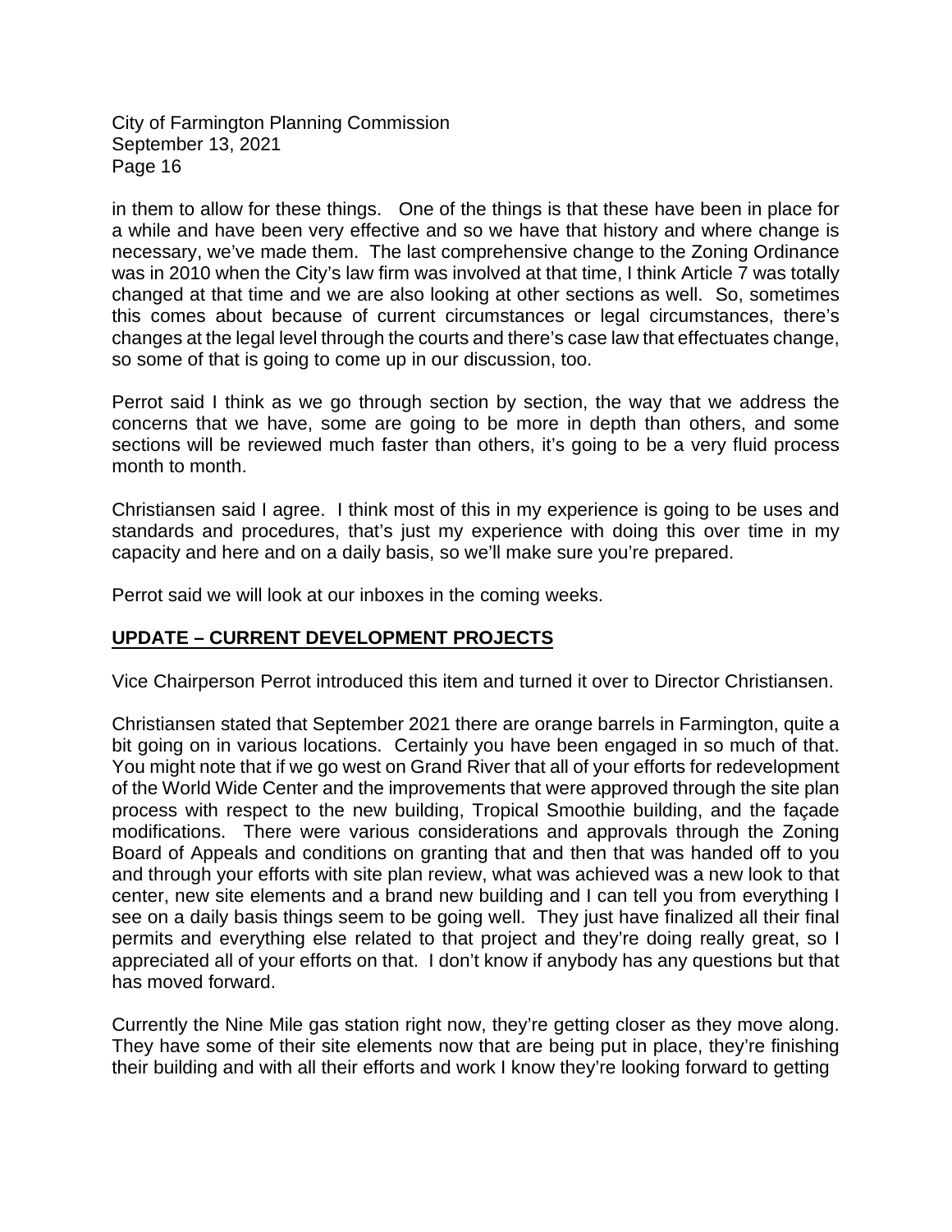in them to allow for these things. One of the things is that these have been in place for a while and have been very effective and so we have that history and where change is necessary, we've made them. The last comprehensive change to the Zoning Ordinance was in 2010 when the City's law firm was involved at that time, I think Article 7 was totally changed at that time and we are also looking at other sections as well. So, sometimes this comes about because of current circumstances or legal circumstances, there's changes at the legal level through the courts and there's case law that effectuates change, so some of that is going to come up in our discussion, too.

Perrot said I think as we go through section by section, the way that we address the concerns that we have, some are going to be more in depth than others, and some sections will be reviewed much faster than others, it's going to be a very fluid process month to month.

Christiansen said I agree. I think most of this in my experience is going to be uses and standards and procedures, that's just my experience with doing this over time in my capacity and here and on a daily basis, so we'll make sure you're prepared.

Perrot said we will look at our inboxes in the coming weeks.

## UPDATE – CURRENT DEVELOPMENT PROJECTS

Vice Chairperson Perrot introduced this item and turned it over to Director Christiansen.

Christiansen stated that September 2021 there are orange barrels in Farmington, quite a bit going on in various locations. Certainly you have been engaged in so much of that. You might note that if we go west on Grand River that all of your efforts for redevelopment of the World Wide Center and the improvements that were approved through the site plan process with respect to the new building, Tropical Smoothie building, and the façade modifications. There were various considerations and approvals through the Zoning Board of Appeals and conditions on granting that and then that was handed off to you and through your efforts with site plan review, what was achieved was a new look to that center, new site elements and a brand new building and I can tell you from everything I see on a daily basis things seem to be going well. They just have finalized all their final permits and everything else related to that project and they're doing really great, so I appreciated all of your efforts on that. I don't know if anybody has any questions but that has moved forward.

Currently the Nine Mile gas station right now, they're getting closer as they move along. They have some of their site elements now that are being put in place, they're finishing their building and with all their efforts and work I know they're looking forward to getting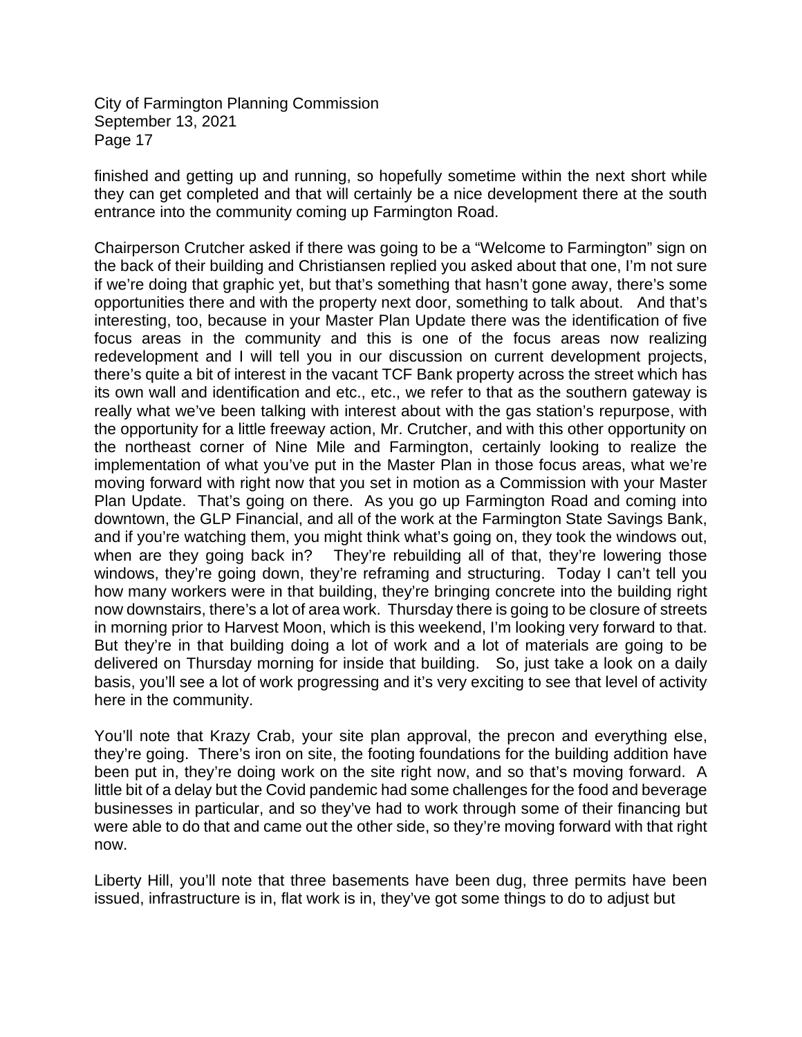finished and getting up and running, so hopefully sometime within the next short while they can get completed and that will certainly be a nice development there at the south entrance into the community coming up Farmington Road.

Chairperson Crutcher asked if there was going to be a "Welcome to Farmington" sign on the back of their building and Christiansen replied you asked about that one, I'm not sure if we're doing that graphic yet, but that's something that hasn't gone away, there's some opportunities there and with the property next door, something to talk about. And that's interesting, too, because in your Master Plan Update there was the identification of five focus areas in the community and this is one of the focus areas now realizing redevelopment and I will tell you in our discussion on current development projects, there's quite a bit of interest in the vacant TCF Bank property across the street which has its own wall and identification and etc., etc., we refer to that as the southern gateway is really what we've been talking with interest about with the gas station's repurpose, with the opportunity for a little freeway action, Mr. Crutcher, and with this other opportunity on the northeast corner of Nine Mile and Farmington, certainly looking to realize the implementation of what you've put in the Master Plan in those focus areas, what we're moving forward with right now that you set in motion as a Commission with your Master Plan Update. That's going on there. As you go up Farmington Road and coming into downtown, the GLP Financial, and all of the work at the Farmington State Savings Bank, and if you're watching them, you might think what's going on, they took the windows out, when are they going back in? They're rebuilding all of that, they're lowering those windows, they're going down, they're reframing and structuring. Today I can't tell you how many workers were in that building, they're bringing concrete into the building right now downstairs, there's a lot of area work. Thursday there is going to be closure of streets in morning prior to Harvest Moon, which is this weekend, I'm looking very forward to that. But they're in that building doing a lot of work and a lot of materials are going to be delivered on Thursday morning for inside that building. So, just take a look on a daily basis, you'll see a lot of work progressing and it's very exciting to see that level of activity here in the community.

You'll note that Krazy Crab, your site plan approval, the precon and everything else, they're going. There's iron on site, the footing foundations for the building addition have been put in, they're doing work on the site right now, and so that's moving forward. A little bit of a delay but the Covid pandemic had some challenges for the food and beverage businesses in particular, and so they've had to work through some of their financing but were able to do that and came out the other side, so they're moving forward with that right now.

Liberty Hill, you'll note that three basements have been dug, three permits have been issued, infrastructure is in, flat work is in, they've got some things to do to adjust but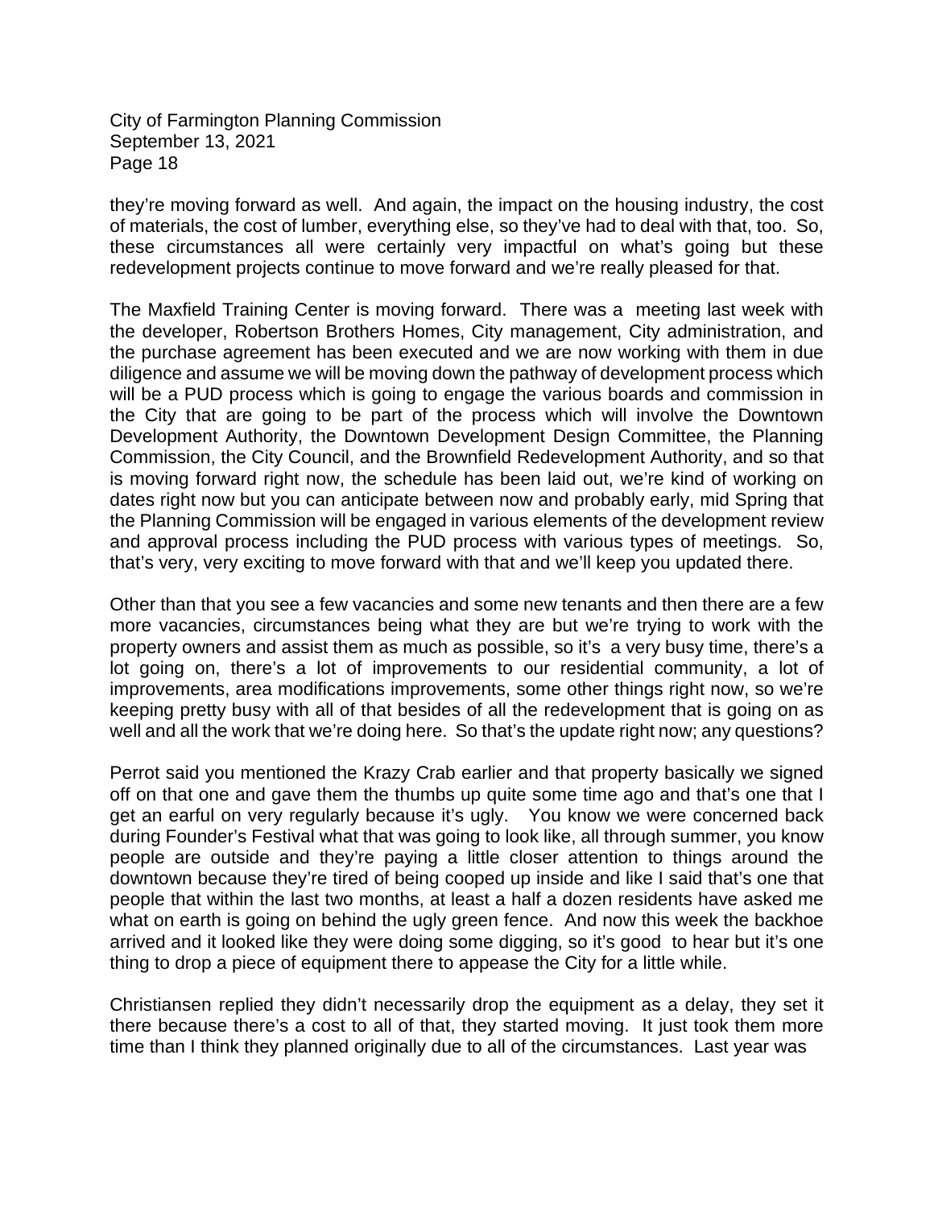they're moving forward as well. And again, the impact on the housing industry, the cost of materials, the cost of lumber, everything else, so they've had to deal with that, too. So, these circumstances all were certainly very impactful on what's going but these redevelopment projects continue to move forward and we're really pleased for that.

The Maxfield Training Center is moving forward. There was a meeting last week with the developer, Robertson Brothers Homes, City management, City administration, and the purchase agreement has been executed and we are now working with them in due diligence and assume we will be moving down the pathway of development process which will be a PUD process which is going to engage the various boards and commission in the City that are going to be part of the process which will involve the Downtown Development Authority, the Downtown Development Design Committee, the Planning Commission, the City Council, and the Brownfield Redevelopment Authority, and so that is moving forward right now, the schedule has been laid out, we're kind of working on dates right now but you can anticipate between now and probably early, mid Spring that the Planning Commission will be engaged in various elements of the development review and approval process including the PUD process with various types of meetings. So, that's very, very exciting to move forward with that and we'll keep you updated there.

Other than that you see a few vacancies and some new tenants and then there are a few more vacancies, circumstances being what they are but we're trying to work with the property owners and assist them as much as possible, so it's a very busy time, there's a lot going on, there's a lot of improvements to our residential community, a lot of improvements, area modifications improvements, some other things right now, so we're keeping pretty busy with all of that besides of all the redevelopment that is going on as well and all the work that we're doing here. So that's the update right now; any questions?

Perrot said you mentioned the Krazy Crab earlier and that property basically we signed off on that one and gave them the thumbs up quite some time ago and that's one that I get an earful on very regularly because it's ugly. You know we were concerned back during Founder's Festival what that was going to look like, all through summer, you know people are outside and they're paying a little closer attention to things around the downtown because they're tired of being cooped up inside and like I said that's one that people that within the last two months, at least a half a dozen residents have asked me what on earth is going on behind the ugly green fence. And now this week the backhoe arrived and it looked like they were doing some digging, so it's good to hear but it's one thing to drop a piece of equipment there to appease the City for a little while.

Christiansen replied they didn't necessarily drop the equipment as a delay, they set it there because there's a cost to all of that, they started moving. It just took them more time than I think they planned originally due to all of the circumstances. Last year was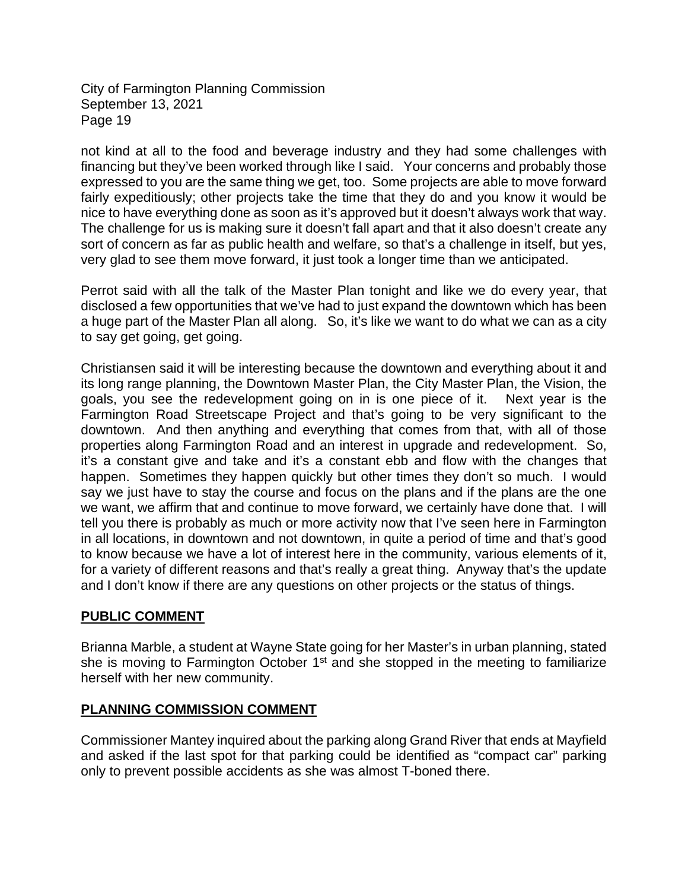not kind at all to the food and beverage industry and they had some challenges with financing but they've been worked through like I said. Your concerns and probably those expressed to you are the same thing we get, too. Some projects are able to move forward fairly expeditiously; other projects take the time that they do and you know it would be nice to have everything done as soon as it's approved but it doesn't always work that way. The challenge for us is making sure it doesn't fall apart and that it also doesn't create any sort of concern as far as public health and welfare, so that's a challenge in itself, but yes, very glad to see them move forward, it just took a longer time than we anticipated.

Perrot said with all the talk of the Master Plan tonight and like we do every year, that disclosed a few opportunities that we've had to just expand the downtown which has been a huge part of the Master Plan all along. So, it's like we want to do what we can as a city to say get going, get going.

Christiansen said it will be interesting because the downtown and everything about it and its long range planning, the Downtown Master Plan, the City Master Plan, the Vision, the goals, you see the redevelopment going on in is one piece of it. Next year is the Farmington Road Streetscape Project and that's going to be very significant to the downtown. And then anything and everything that comes from that, with all of those properties along Farmington Road and an interest in upgrade and redevelopment. So, it's a constant give and take and it's a constant ebb and flow with the changes that happen. Sometimes they happen quickly but other times they don't so much. I would say we just have to stay the course and focus on the plans and if the plans are the one we want, we affirm that and continue to move forward, we certainly have done that. I will tell you there is probably as much or more activity now that I've seen here in Farmington in all locations, in downtown and not downtown, in quite a period of time and that's good to know because we have a lot of interest here in the community, various elements of it, for a variety of different reasons and that's really a great thing. Anyway that's the update and I don't know if there are any questions on other projects or the status of things.

**PUBLIC COMMENT**

Brianna Marble, a student at Wayne State going for her Master's in urban planning, stated she is moving to Farmington October 1st and she stopped in the meeting to familiarize herself with her new community.

**PLANNING COMMISSION COMMENT**

Commissioner Mantey inquired about the parking along Grand River that ends at Mayfield and asked if the last spot for that parking could be identified as "compact car" parking only to prevent possible accidents as she was almost T-boned there.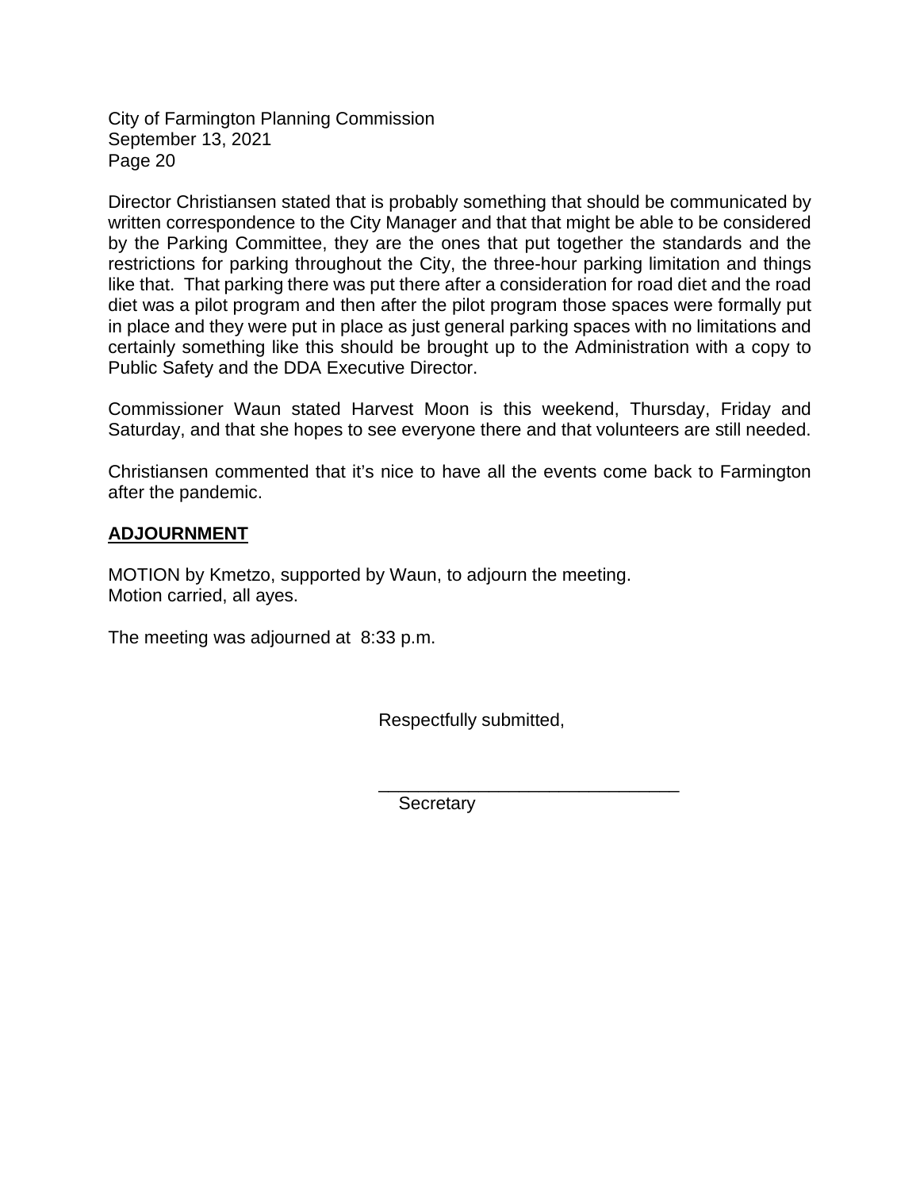Director Christiansen stated that is probably something that should be communicated by written correspondence to the City Manager and that that might be able to be considered by the Parking Committee, they are the ones that put together the standards and the restrictions for parking throughout the City, the three-hour parking limitation and things like that. That parking there was put there after a consideration for road diet and the road diet was a pilot program and then after the pilot program those spaces were formally put in place and they were put in place as just general parking spaces with no limitations and certainly something like this should be brought up to the Administration with a copy to Public Safety and the DDA Executive Director.

Commissioner Waun stated Harvest Moon is this weekend, Thursday, Friday and Saturday, and that she hopes to see everyone there and that volunteers are still needed.

Christiansen commented that it's nice to have all the events come back to Farmington after the pandemic.

## ADJOURNMENT

MOTION by Kmetzo, supported by Waun, to adjourn the meeting.
Motion carried, all ayes.

The meeting was adjourned at 8:33 p.m.

Respectfully submitted,

_______________________________
Secretary